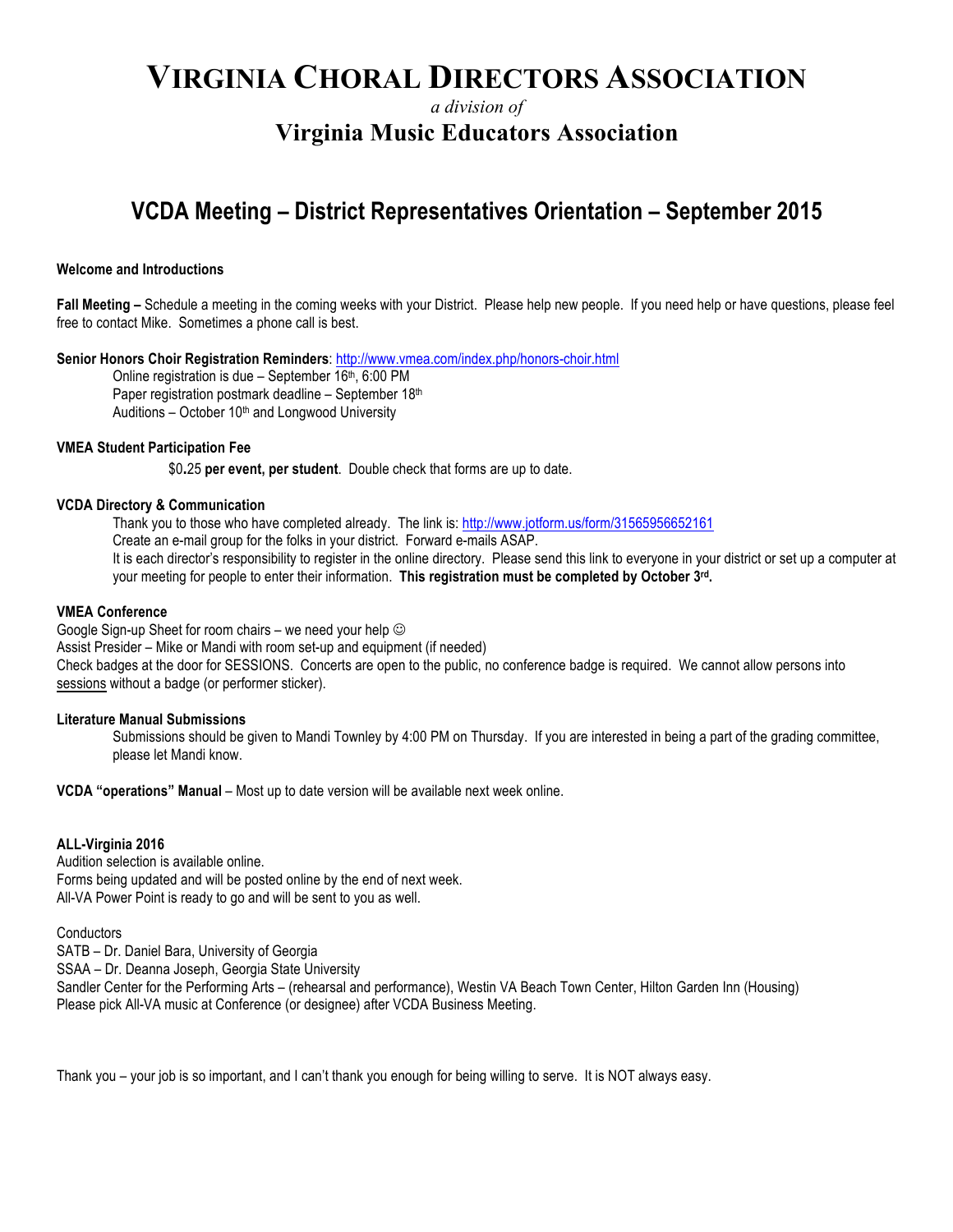# VIRGINIA CHORAL DIRECTORS ASSOCIATION

*a division of*

## Virginia Music Educators Association

## VCDA Meeting – District Representatives Orientation – September 2015

**Welcome and Introductions**

**Fall Meeting –** Schedule a meeting in the coming weeks with your District. Please help new people. If you need help or have questions, please feel free to contact Mike. Sometimes a phone call is best.

**Senior Honors Choir Registration Reminders**: http://www.vmea.com/index.php/honors-choir.html

Online registration is due – September 16th, 6:00 PM
Paper registration postmark deadline – September 18th
Auditions – October 10th and Longwood University

**VMEA Student Participation Fee**

$0**.**25 **per event, per student**. Double check that forms are up to date.

**VCDA Directory & Communication**

Thank you to those who have completed already. The link is: http://www.jotform.us/form/31565956652161
Create an e-mail group for the folks in your district. Forward e-mails ASAP.
It is each director's responsibility to register in the online directory. Please send this link to everyone in your district or set up a computer at your meeting for people to enter their information. **This registration must be completed by October 3rd.**

**VMEA Conference**

Google Sign-up Sheet for room chairs – we need your help ☺
Assist Presider – Mike or Mandi with room set-up and equipment (if needed)
Check badges at the door for SESSIONS. Concerts are open to the public, no conference badge is required. We cannot allow persons into sessions without a badge (or performer sticker).

**Literature Manual Submissions**

Submissions should be given to Mandi Townley by 4:00 PM on Thursday. If you are interested in being a part of the grading committee, please let Mandi know.

**VCDA "operations" Manual** – Most up to date version will be available next week online.

**ALL-Virginia 2016**

Audition selection is available online.
Forms being updated and will be posted online by the end of next week.
All-VA Power Point is ready to go and will be sent to you as well.

Conductors
SATB – Dr. Daniel Bara, University of Georgia
SSAA – Dr. Deanna Joseph, Georgia State University
Sandler Center for the Performing Arts – (rehearsal and performance), Westin VA Beach Town Center, Hilton Garden Inn (Housing)
Please pick All-VA music at Conference (or designee) after VCDA Business Meeting.

Thank you – your job is so important, and I can't thank you enough for being willing to serve. It is NOT always easy.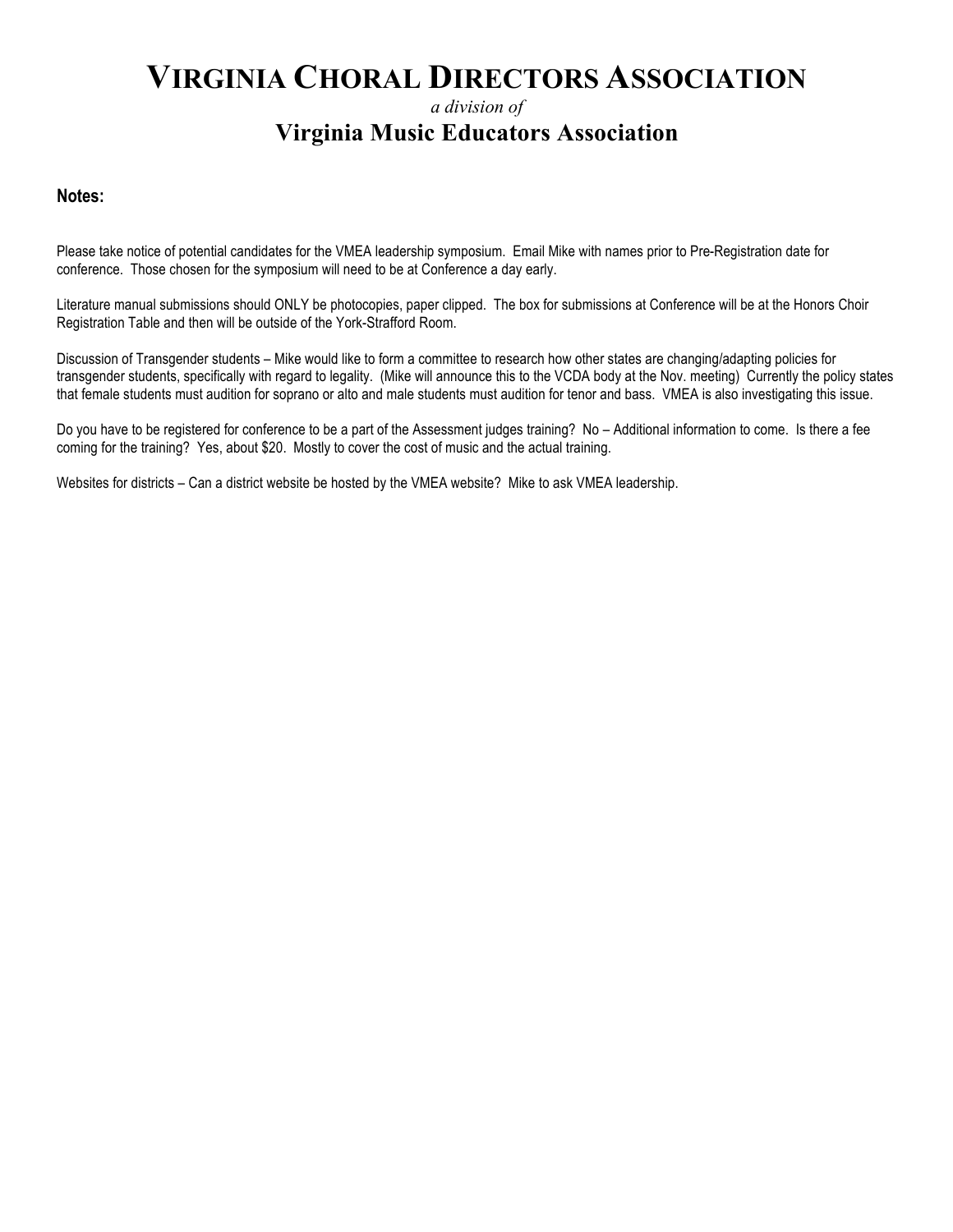# VIRGINIA CHORAL DIRECTORS ASSOCIATION

*a division of*

## Virginia Music Educators Association

### Notes:

Please take notice of potential candidates for the VMEA leadership symposium. Email Mike with names prior to Pre-Registration date for conference. Those chosen for the symposium will need to be at Conference a day early.

Literature manual submissions should ONLY be photocopies, paper clipped. The box for submissions at Conference will be at the Honors Choir Registration Table and then will be outside of the York-Strafford Room.

Discussion of Transgender students – Mike would like to form a committee to research how other states are changing/adapting policies for transgender students, specifically with regard to legality. (Mike will announce this to the VCDA body at the Nov. meeting) Currently the policy states that female students must audition for soprano or alto and male students must audition for tenor and bass. VMEA is also investigating this issue.

Do you have to be registered for conference to be a part of the Assessment judges training? No – Additional information to come. Is there a fee coming for the training? Yes, about $20. Mostly to cover the cost of music and the actual training.

Websites for districts – Can a district website be hosted by the VMEA website? Mike to ask VMEA leadership.